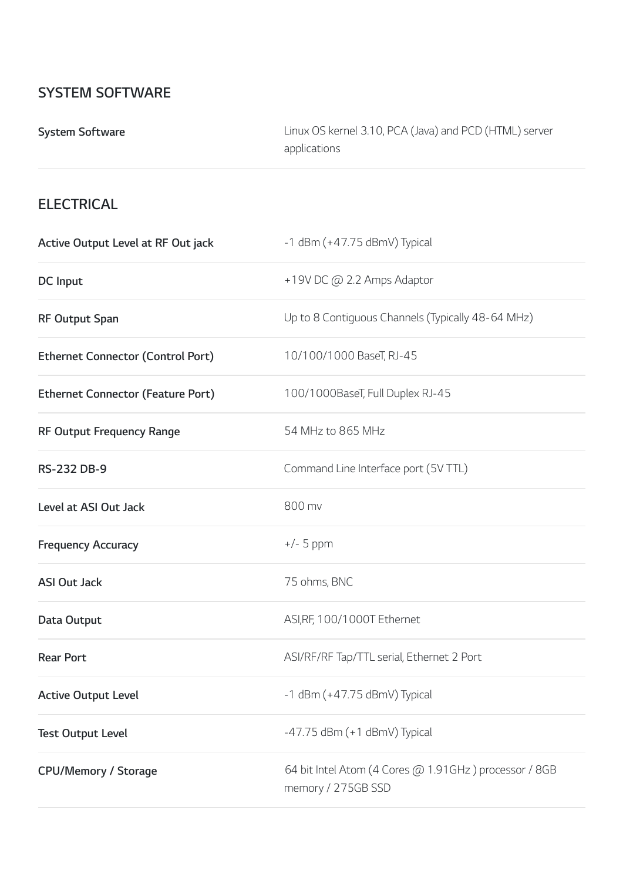## SYSTEM SOFTWARE

| | |
|---|---|
| **System Software** | Linux OS kernel 3.10, PCA (Java) and PCD (HTML) server applications |

## ELECTRICAL

| | |
|---|---|
| **Active Output Level at RF Out jack** | -1 dBm (+47.75 dBmV) Typical |
| **DC Input** | +19V DC @ 2.2 Amps Adaptor |
| **RF Output Span** | Up to 8 Contiguous Channels (Typically 48-64 MHz) |
| **Ethernet Connector (Control Port)** | 10/100/1000 BaseT, RJ-45 |
| **Ethernet Connector (Feature Port)** | 100/1000BaseT, Full Duplex RJ-45 |
| **RF Output Frequency Range** | 54 MHz to 865 MHz |
| **RS-232 DB-9** | Command Line Interface port (5V TTL) |
| **Level at ASI Out Jack** | 800 mv |
| **Frequency Accuracy** | +/- 5 ppm |
| **ASI Out Jack** | 75 ohms, BNC |
| **Data Output** | ASI,RF, 100/1000T Ethernet |
| **Rear Port** | ASI/RF/RF Tap/TTL serial, Ethernet 2 Port |
| **Active Output Level** | -1 dBm (+47.75 dBmV) Typical |
| **Test Output Level** | -47.75 dBm (+1 dBmV) Typical |
| **CPU/Memory / Storage** | 64 bit Intel Atom (4 Cores @ 1.91GHz ) processor / 8GB memory / 275GB SSD |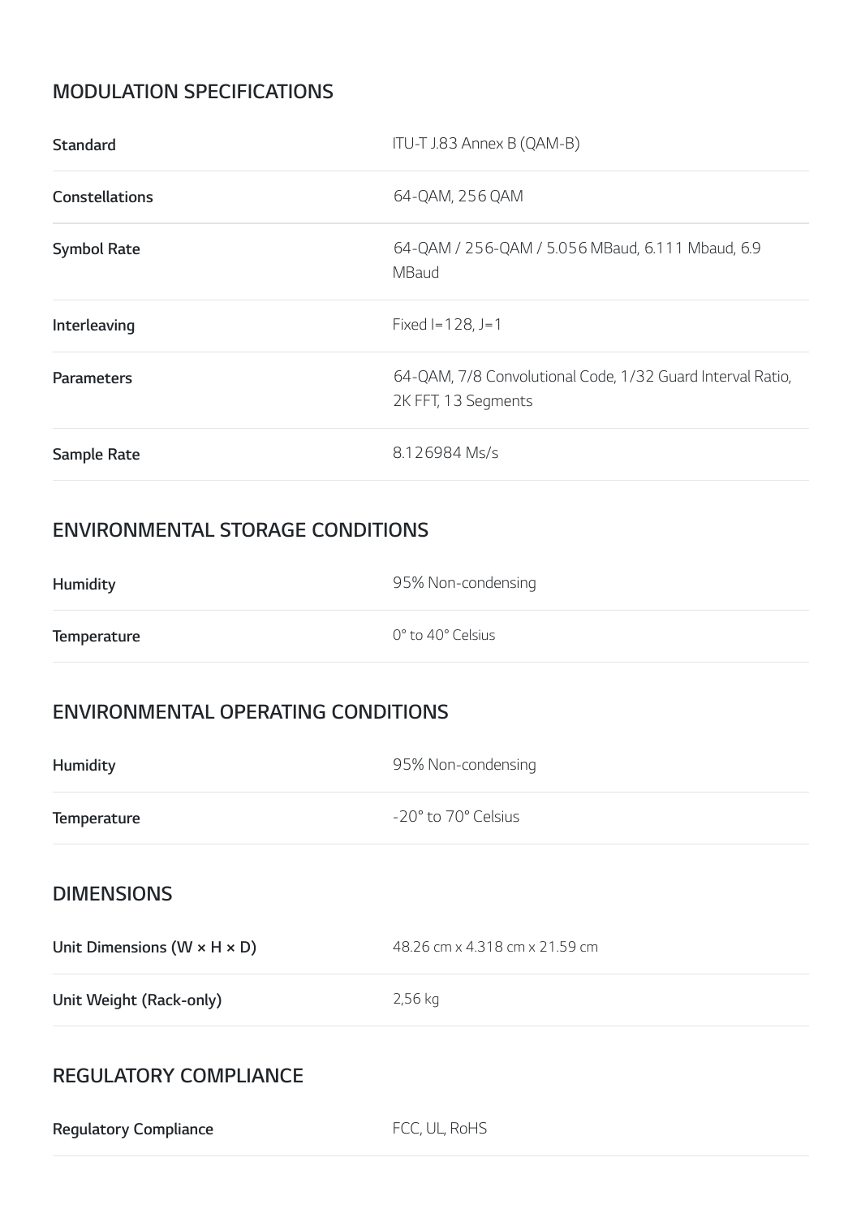## MODULATION SPECIFICATIONS

| | |
|---|---|
| Standard | ITU-T J.83 Annex B (QAM-B) |
| Constellations | 64-QAM, 256 QAM |
| Symbol Rate | 64-QAM / 256-QAM / 5.056 MBaud, 6.111 Mbaud, 6.9 MBaud |
| Interleaving | Fixed I=128, J=1 |
| Parameters | 64-QAM, 7/8 Convolutional Code, 1/32 Guard Interval Ratio, 2K FFT, 13 Segments |
| Sample Rate | 8.126984 Ms/s |

## ENVIRONMENTAL STORAGE CONDITIONS

| | |
|---|---|
| Humidity | 95% Non-condensing |
| Temperature | 0° to 40° Celsius |

## ENVIRONMENTAL OPERATING CONDITIONS

| | |
|---|---|
| Humidity | 95% Non-condensing |
| Temperature | -20° to 70° Celsius |

## DIMENSIONS

| | |
|---|---|
| Unit Dimensions (W × H × D) | 48.26 cm x 4.318 cm x 21.59 cm |
| Unit Weight (Rack-only) | 2,56 kg |

## REGULATORY COMPLIANCE

| | |
|---|---|
| Regulatory Compliance | FCC, UL, RoHS |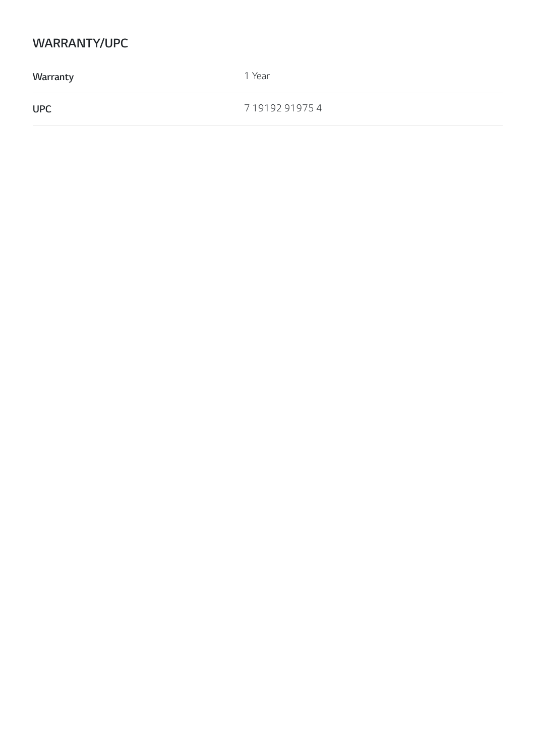## WARRANTY/UPC

| | |
|---|---|
| Warranty | 1 Year |
| UPC | 7 19192 91975 4 |